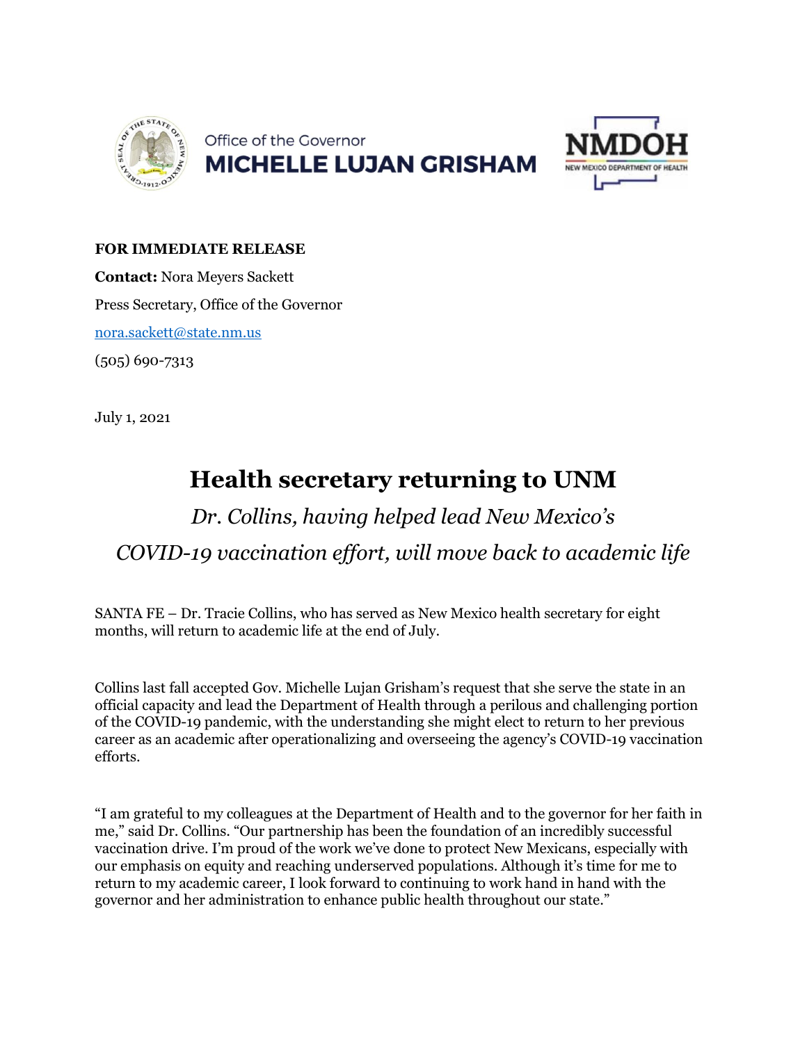Office of the Governor
**MICHELLE LUJAN GRISHAM**

**NMDOH**
NEW MEXICO DEPARTMENT OF HEALTH

**FOR IMMEDIATE RELEASE**

**Contact:** Nora Meyers Sackett

Press Secretary, Office of the Governor

nora.sackett@state.nm.us

(505) 690-7313

July 1, 2021

# Health secretary returning to UNM

*Dr. Collins, having helped lead New Mexico's COVID-19 vaccination effort, will move back to academic life*

SANTA FE – Dr. Tracie Collins, who has served as New Mexico health secretary for eight months, will return to academic life at the end of July.

Collins last fall accepted Gov. Michelle Lujan Grisham's request that she serve the state in an official capacity and lead the Department of Health through a perilous and challenging portion of the COVID-19 pandemic, with the understanding she might elect to return to her previous career as an academic after operationalizing and overseeing the agency's COVID-19 vaccination efforts.

"I am grateful to my colleagues at the Department of Health and to the governor for her faith in me," said Dr. Collins. "Our partnership has been the foundation of an incredibly successful vaccination drive. I'm proud of the work we've done to protect New Mexicans, especially with our emphasis on equity and reaching underserved populations. Although it's time for me to return to my academic career, I look forward to continuing to work hand in hand with the governor and her administration to enhance public health throughout our state."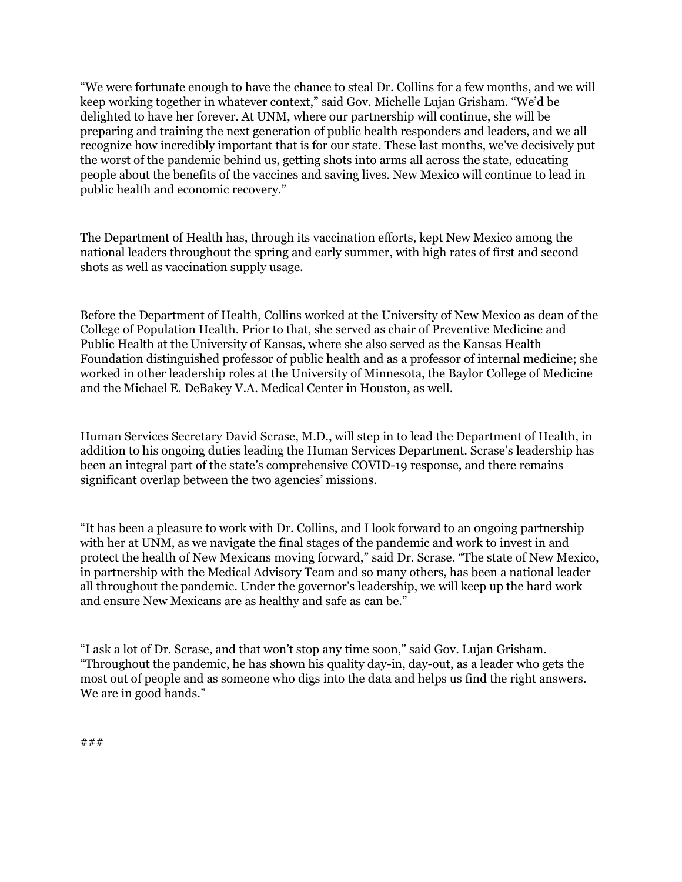"We were fortunate enough to have the chance to steal Dr. Collins for a few months, and we will keep working together in whatever context," said Gov. Michelle Lujan Grisham. "We'd be delighted to have her forever. At UNM, where our partnership will continue, she will be preparing and training the next generation of public health responders and leaders, and we all recognize how incredibly important that is for our state. These last months, we've decisively put the worst of the pandemic behind us, getting shots into arms all across the state, educating people about the benefits of the vaccines and saving lives. New Mexico will continue to lead in public health and economic recovery."

The Department of Health has, through its vaccination efforts, kept New Mexico among the national leaders throughout the spring and early summer, with high rates of first and second shots as well as vaccination supply usage.

Before the Department of Health, Collins worked at the University of New Mexico as dean of the College of Population Health. Prior to that, she served as chair of Preventive Medicine and Public Health at the University of Kansas, where she also served as the Kansas Health Foundation distinguished professor of public health and as a professor of internal medicine; she worked in other leadership roles at the University of Minnesota, the Baylor College of Medicine and the Michael E. DeBakey V.A. Medical Center in Houston, as well.

Human Services Secretary David Scrase, M.D., will step in to lead the Department of Health, in addition to his ongoing duties leading the Human Services Department. Scrase's leadership has been an integral part of the state's comprehensive COVID-19 response, and there remains significant overlap between the two agencies' missions.

"It has been a pleasure to work with Dr. Collins, and I look forward to an ongoing partnership with her at UNM, as we navigate the final stages of the pandemic and work to invest in and protect the health of New Mexicans moving forward," said Dr. Scrase. "The state of New Mexico, in partnership with the Medical Advisory Team and so many others, has been a national leader all throughout the pandemic. Under the governor's leadership, we will keep up the hard work and ensure New Mexicans are as healthy and safe as can be."

"I ask a lot of Dr. Scrase, and that won't stop any time soon," said Gov. Lujan Grisham. "Throughout the pandemic, he has shown his quality day-in, day-out, as a leader who gets the most out of people and as someone who digs into the data and helps us find the right answers. We are in good hands."

###